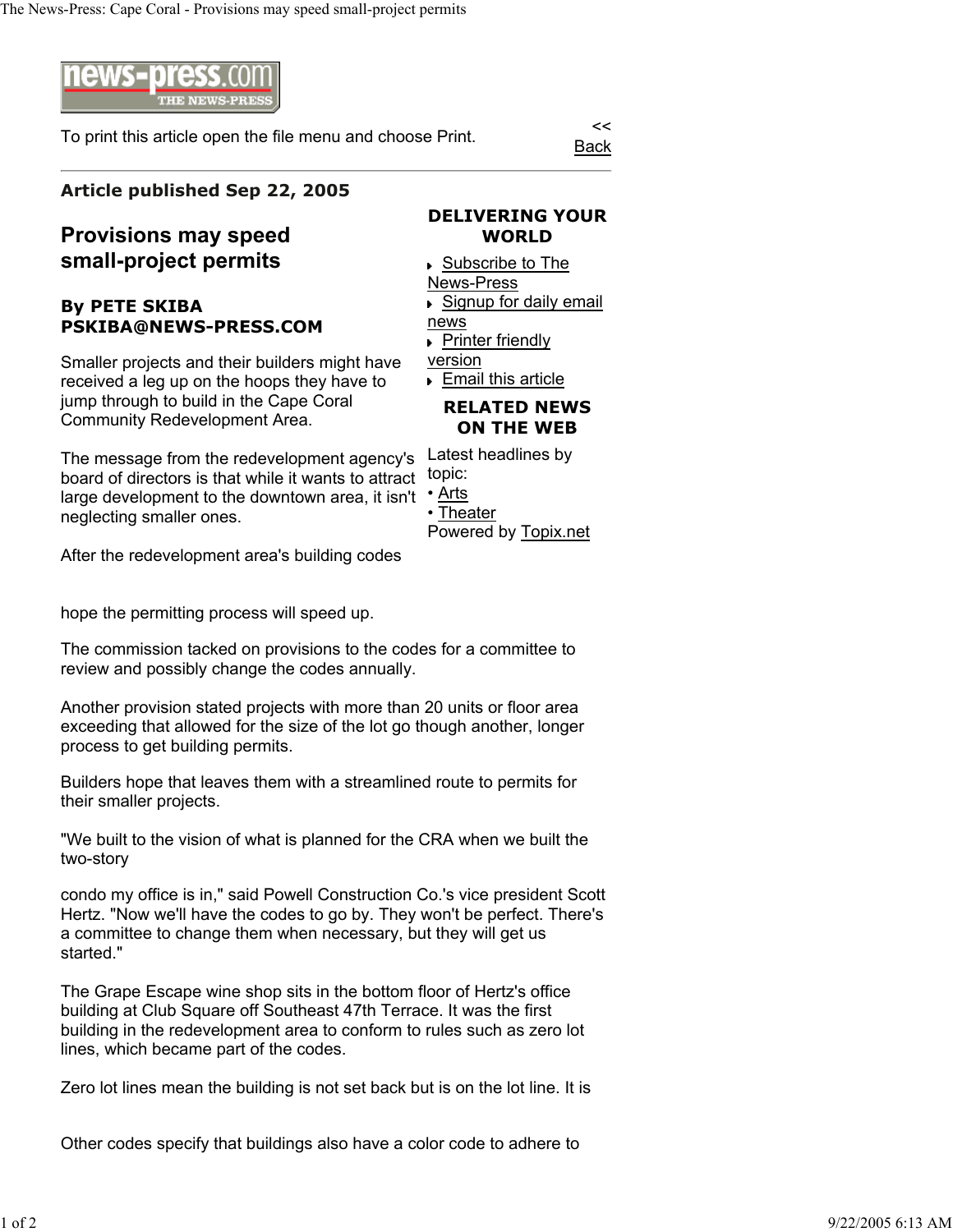To print this article open the file menu and choose Print.

<< Back

**Article published Sep 22, 2005**

## Provisions may speed small-project permits

**By PETE SKIBA**
**PSKIBA@NEWS-PRESS.COM**

Smaller projects and their builders might have received a leg up on the hoops they have to jump through to build in the Cape Coral Community Redevelopment Area.

The message from the redevelopment agency's board of directors is that while it wants to attract large development to the downtown area, it isn't neglecting smaller ones.

After the redevelopment area's building codes

hope the permitting process will speed up.

The commission tacked on provisions to the codes for a committee to review and possibly change the codes annually.

Another provision stated projects with more than 20 units or floor area exceeding that allowed for the size of the lot go though another, longer process to get building permits.

Builders hope that leaves them with a streamlined route to permits for their smaller projects.

"We built to the vision of what is planned for the CRA when we built the two-story

condo my office is in," said Powell Construction Co.'s vice president Scott Hertz. "Now we'll have the codes to go by. They won't be perfect. There's a committee to change them when necessary, but they will get us started."

The Grape Escape wine shop sits in the bottom floor of Hertz's office building at Club Square off Southeast 47th Terrace. It was the first building in the redevelopment area to conform to rules such as zero lot lines, which became part of the codes.

Zero lot lines mean the building is not set back but is on the lot line. It is

Other codes specify that buildings also have a color code to adhere to

**DELIVERING YOUR WORLD**

- Subscribe to The News-Press
- Signup for daily email news
- Printer friendly version
- Email this article

**RELATED NEWS ON THE WEB**

Latest headlines by topic:
• Arts
• Theater
Powered by Topix.net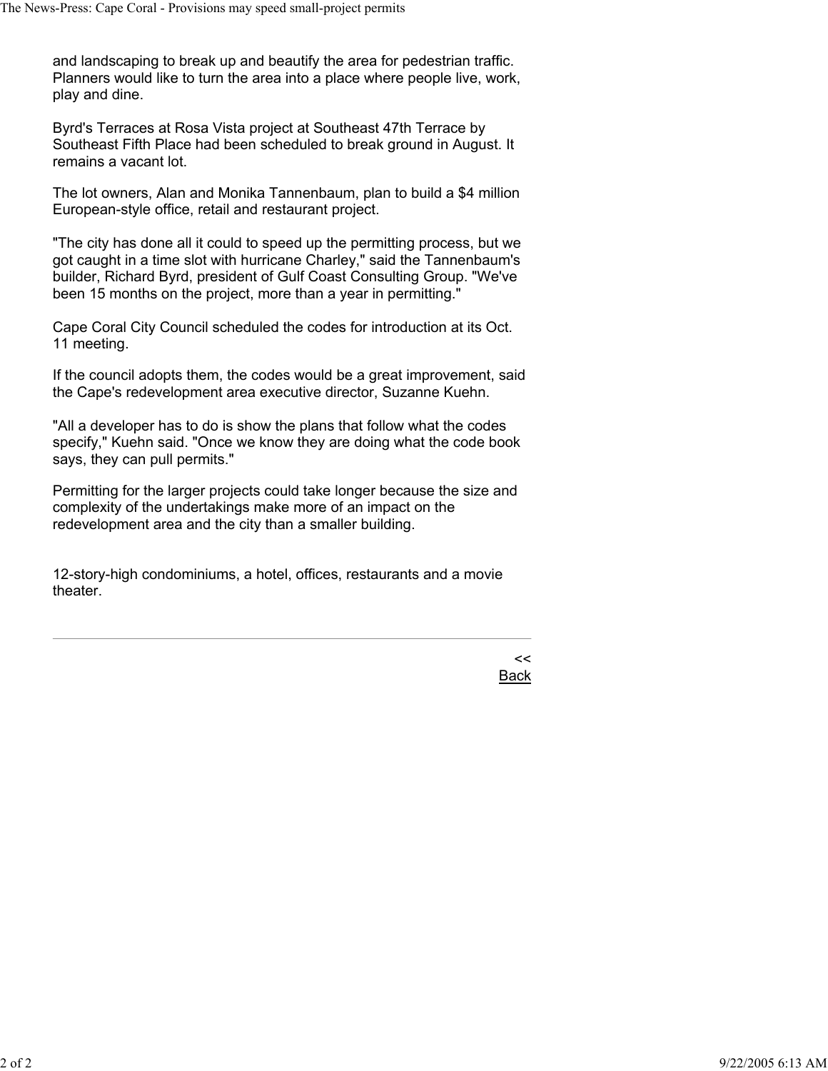and landscaping to break up and beautify the area for pedestrian traffic. Planners would like to turn the area into a place where people live, work, play and dine.

Byrd's Terraces at Rosa Vista project at Southeast 47th Terrace by Southeast Fifth Place had been scheduled to break ground in August. It remains a vacant lot.

The lot owners, Alan and Monika Tannenbaum, plan to build a $4 million European-style office, retail and restaurant project.

"The city has done all it could to speed up the permitting process, but we got caught in a time slot with hurricane Charley," said the Tannenbaum's builder, Richard Byrd, president of Gulf Coast Consulting Group. "We've been 15 months on the project, more than a year in permitting."

Cape Coral City Council scheduled the codes for introduction at its Oct. 11 meeting.

If the council adopts them, the codes would be a great improvement, said the Cape's redevelopment area executive director, Suzanne Kuehn.

"All a developer has to do is show the plans that follow what the codes specify," Kuehn said. "Once we know they are doing what the code book says, they can pull permits."

Permitting for the larger projects could take longer because the size and complexity of the undertakings make more of an impact on the redevelopment area and the city than a smaller building.

12-story-high condominiums, a hotel, offices, restaurants and a movie theater.

---

<< Back